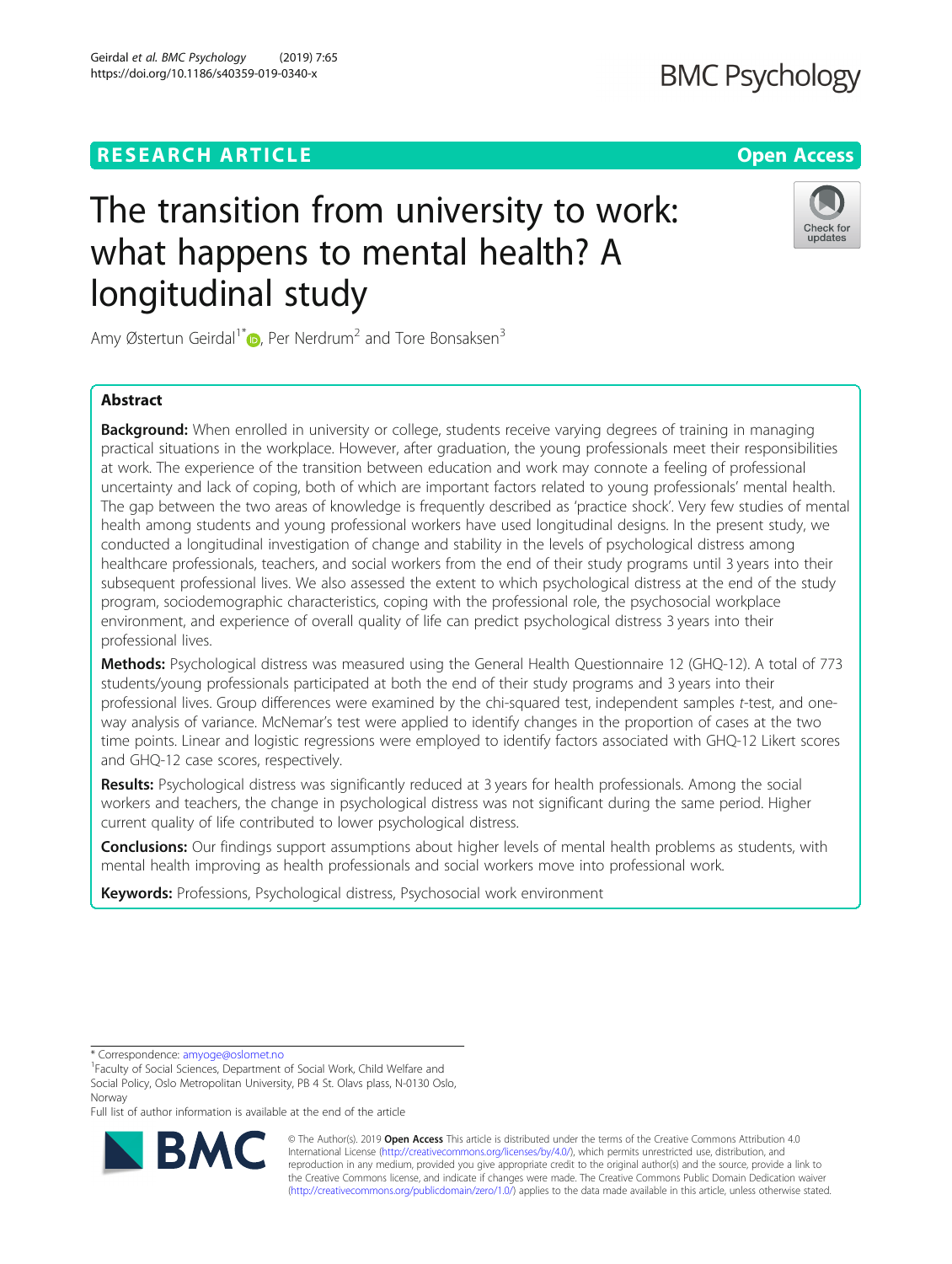RESEARCH ARTICLE

Open Access

# The transition from university to work: what happens to mental health? A longitudinal study

Amy Østertun Geirdal[1*], Per Nerdrum[2] and Tore Bonsaksen[3]

## Abstract

**Background:** When enrolled in university or college, students receive varying degrees of training in managing practical situations in the workplace. However, after graduation, the young professionals meet their responsibilities at work. The experience of the transition between education and work may connote a feeling of professional uncertainty and lack of coping, both of which are important factors related to young professionals' mental health. The gap between the two areas of knowledge is frequently described as 'practice shock'. Very few studies of mental health among students and young professional workers have used longitudinal designs. In the present study, we conducted a longitudinal investigation of change and stability in the levels of psychological distress among healthcare professionals, teachers, and social workers from the end of their study programs until 3 years into their subsequent professional lives. We also assessed the extent to which psychological distress at the end of the study program, sociodemographic characteristics, coping with the professional role, the psychosocial workplace environment, and experience of overall quality of life can predict psychological distress 3 years into their professional lives.

**Methods:** Psychological distress was measured using the General Health Questionnaire 12 (GHQ-12). A total of 773 students/young professionals participated at both the end of their study programs and 3 years into their professional lives. Group differences were examined by the chi-squared test, independent samples *t*-test, and one-way analysis of variance. McNemar's test were applied to identify changes in the proportion of cases at the two time points. Linear and logistic regressions were employed to identify factors associated with GHQ-12 Likert scores and GHQ-12 case scores, respectively.

**Results:** Psychological distress was significantly reduced at 3 years for health professionals. Among the social workers and teachers, the change in psychological distress was not significant during the same period. Higher current quality of life contributed to lower psychological distress.

**Conclusions:** Our findings support assumptions about higher levels of mental health problems as students, with mental health improving as health professionals and social workers move into professional work.

**Keywords:** Professions, Psychological distress, Psychosocial work environment

* Correspondence: amyoge@oslomet.no
[1]Faculty of Social Sciences, Department of Social Work, Child Welfare and Social Policy, Oslo Metropolitan University, PB 4 St. Olavs plass, N-0130 Oslo, Norway
Full list of author information is available at the end of the article

© The Author(s). 2019 **Open Access** This article is distributed under the terms of the Creative Commons Attribution 4.0 International License (http://creativecommons.org/licenses/by/4.0/), which permits unrestricted use, distribution, and reproduction in any medium, provided you give appropriate credit to the original author(s) and the source, provide a link to the Creative Commons license, and indicate if changes were made. The Creative Commons Public Domain Dedication waiver (http://creativecommons.org/publicdomain/zero/1.0/) applies to the data made available in this article, unless otherwise stated.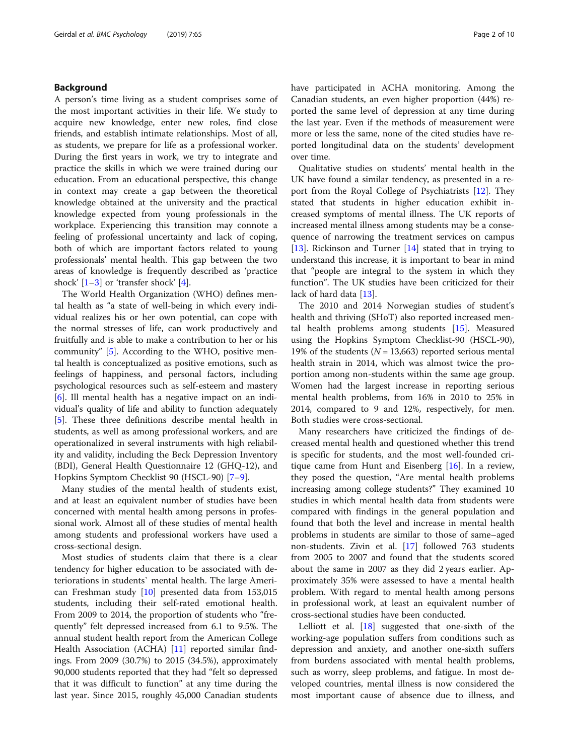## Background

A person's time living as a student comprises some of the most important activities in their life. We study to acquire new knowledge, enter new roles, find close friends, and establish intimate relationships. Most of all, as students, we prepare for life as a professional worker. During the first years in work, we try to integrate and practice the skills in which we were trained during our education. From an educational perspective, this change in context may create a gap between the theoretical knowledge obtained at the university and the practical knowledge expected from young professionals in the workplace. Experiencing this transition may connote a feeling of professional uncertainty and lack of coping, both of which are important factors related to young professionals' mental health. This gap between the two areas of knowledge is frequently described as 'practice shock' [1–3] or 'transfer shock' [4].

The World Health Organization (WHO) defines mental health as "a state of well-being in which every individual realizes his or her own potential, can cope with the normal stresses of life, can work productively and fruitfully and is able to make a contribution to her or his community" [5]. According to the WHO, positive mental health is conceptualized as positive emotions, such as feelings of happiness, and personal factors, including psychological resources such as self-esteem and mastery [6]. Ill mental health has a negative impact on an individual's quality of life and ability to function adequately [5]. These three definitions describe mental health in students, as well as among professional workers, and are operationalized in several instruments with high reliability and validity, including the Beck Depression Inventory (BDI), General Health Questionnaire 12 (GHQ-12), and Hopkins Symptom Checklist 90 (HSCL-90) [7–9].

Many studies of the mental health of students exist, and at least an equivalent number of studies have been concerned with mental health among persons in professional work. Almost all of these studies of mental health among students and professional workers have used a cross-sectional design.

Most studies of students claim that there is a clear tendency for higher education to be associated with deteriorations in students` mental health. The large American Freshman study [10] presented data from 153,015 students, including their self-rated emotional health. From 2009 to 2014, the proportion of students who "frequently" felt depressed increased from 6.1 to 9.5%. The annual student health report from the American College Health Association (ACHA) [11] reported similar findings. From 2009 (30.7%) to 2015 (34.5%), approximately 90,000 students reported that they had "felt so depressed that it was difficult to function" at any time during the last year. Since 2015, roughly 45,000 Canadian students have participated in ACHA monitoring. Among the Canadian students, an even higher proportion (44%) reported the same level of depression at any time during the last year. Even if the methods of measurement were more or less the same, none of the cited studies have reported longitudinal data on the students' development over time.

Qualitative studies on students' mental health in the UK have found a similar tendency, as presented in a report from the Royal College of Psychiatrists [12]. They stated that students in higher education exhibit increased symptoms of mental illness. The UK reports of increased mental illness among students may be a consequence of narrowing the treatment services on campus [13]. Rickinson and Turner [14] stated that in trying to understand this increase, it is important to bear in mind that "people are integral to the system in which they function". The UK studies have been criticized for their lack of hard data [13].

The 2010 and 2014 Norwegian studies of student's health and thriving (SHoT) also reported increased mental health problems among students [15]. Measured using the Hopkins Symptom Checklist-90 (HSCL-90), 19% of the students ($N = 13{,}663$) reported serious mental health strain in 2014, which was almost twice the proportion among non-students within the same age group. Women had the largest increase in reporting serious mental health problems, from 16% in 2010 to 25% in 2014, compared to 9 and 12%, respectively, for men. Both studies were cross-sectional.

Many researchers have criticized the findings of decreased mental health and questioned whether this trend is specific for students, and the most well-founded critique came from Hunt and Eisenberg [16]. In a review, they posed the question, "Are mental health problems increasing among college students?" They examined 10 studies in which mental health data from students were compared with findings in the general population and found that both the level and increase in mental health problems in students are similar to those of same–aged non-students. Zivin et al. [17] followed 763 students from 2005 to 2007 and found that the students scored about the same in 2007 as they did 2 years earlier. Approximately 35% were assessed to have a mental health problem. With regard to mental health among persons in professional work, at least an equivalent number of cross-sectional studies have been conducted.

Lelliott et al. [18] suggested that one-sixth of the working-age population suffers from conditions such as depression and anxiety, and another one-sixth suffers from burdens associated with mental health problems, such as worry, sleep problems, and fatigue. In most developed countries, mental illness is now considered the most important cause of absence due to illness, and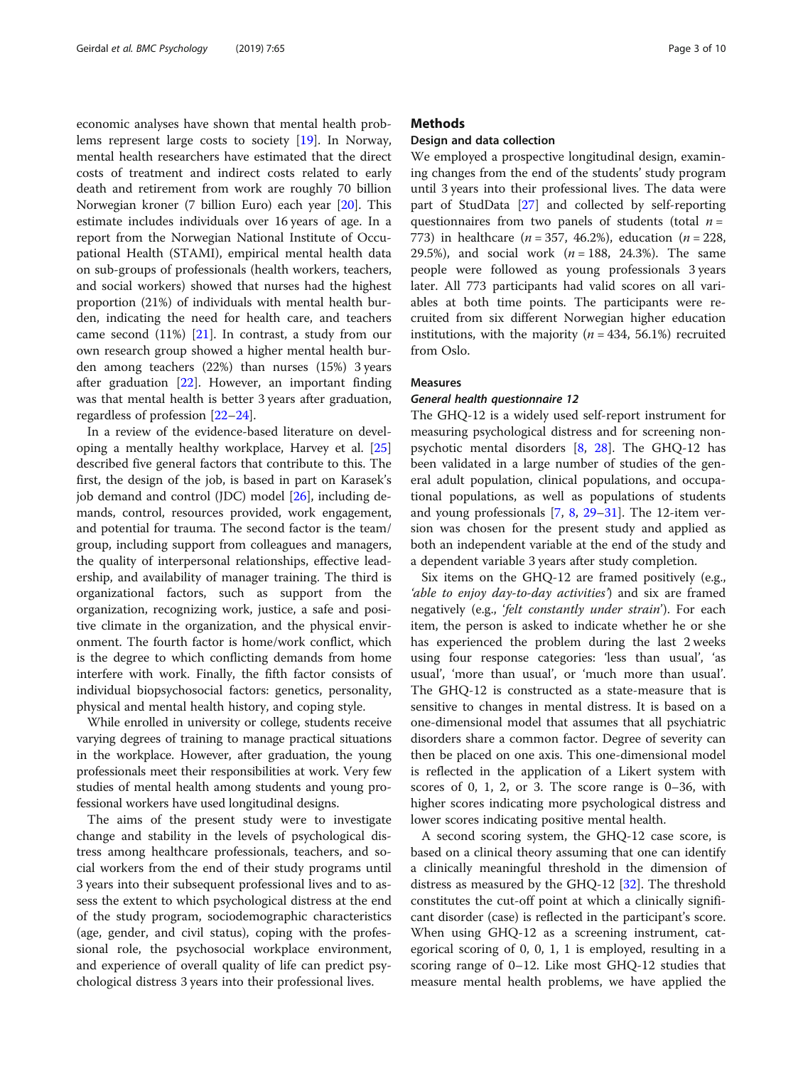economic analyses have shown that mental health problems represent large costs to society [19]. In Norway, mental health researchers have estimated that the direct costs of treatment and indirect costs related to early death and retirement from work are roughly 70 billion Norwegian kroner (7 billion Euro) each year [20]. This estimate includes individuals over 16 years of age. In a report from the Norwegian National Institute of Occupational Health (STAMI), empirical mental health data on sub-groups of professionals (health workers, teachers, and social workers) showed that nurses had the highest proportion (21%) of individuals with mental health burden, indicating the need for health care, and teachers came second (11%) [21]. In contrast, a study from our own research group showed a higher mental health burden among teachers (22%) than nurses (15%) 3 years after graduation [22]. However, an important finding was that mental health is better 3 years after graduation, regardless of profession [22–24].

In a review of the evidence-based literature on developing a mentally healthy workplace, Harvey et al. [25] described five general factors that contribute to this. The first, the design of the job, is based in part on Karasek's job demand and control (JDC) model [26], including demands, control, resources provided, work engagement, and potential for trauma. The second factor is the team/group, including support from colleagues and managers, the quality of interpersonal relationships, effective leadership, and availability of manager training. The third is organizational factors, such as support from the organization, recognizing work, justice, a safe and positive climate in the organization, and the physical environment. The fourth factor is home/work conflict, which is the degree to which conflicting demands from home interfere with work. Finally, the fifth factor consists of individual biopsychosocial factors: genetics, personality, physical and mental health history, and coping style.

While enrolled in university or college, students receive varying degrees of training to manage practical situations in the workplace. However, after graduation, the young professionals meet their responsibilities at work. Very few studies of mental health among students and young professional workers have used longitudinal designs.

The aims of the present study were to investigate change and stability in the levels of psychological distress among healthcare professionals, teachers, and social workers from the end of their study programs until 3 years into their subsequent professional lives and to assess the extent to which psychological distress at the end of the study program, sociodemographic characteristics (age, gender, and civil status), coping with the professional role, the psychosocial workplace environment, and experience of overall quality of life can predict psychological distress 3 years into their professional lives.

## Methods

### Design and data collection

We employed a prospective longitudinal design, examining changes from the end of the students' study program until 3 years into their professional lives. The data were part of StudData [27] and collected by self-reporting questionnaires from two panels of students (total $n$ = 773) in healthcare ($n$ = 357, 46.2%), education ($n$ = 228, 29.5%), and social work ($n$ = 188, 24.3%). The same people were followed as young professionals 3 years later. All 773 participants had valid scores on all variables at both time points. The participants were recruited from six different Norwegian higher education institutions, with the majority ($n$ = 434, 56.1%) recruited from Oslo.

### Measures

#### *General health questionnaire 12*

The GHQ-12 is a widely used self-report instrument for measuring psychological distress and for screening non-psychotic mental disorders [8, 28]. The GHQ-12 has been validated in a large number of studies of the general adult population, clinical populations, and occupational populations, as well as populations of students and young professionals [7, 8, 29–31]. The 12-item version was chosen for the present study and applied as both an independent variable at the end of the study and a dependent variable 3 years after study completion.

Six items on the GHQ-12 are framed positively (e.g., *'able to enjoy day-to-day activities'*) and six are framed negatively (e.g., *'felt constantly under strain'*). For each item, the person is asked to indicate whether he or she has experienced the problem during the last 2 weeks using four response categories: 'less than usual', 'as usual', 'more than usual', or 'much more than usual'. The GHQ-12 is constructed as a state-measure that is sensitive to changes in mental distress. It is based on a one-dimensional model that assumes that all psychiatric disorders share a common factor. Degree of severity can then be placed on one axis. This one-dimensional model is reflected in the application of a Likert system with scores of 0, 1, 2, or 3. The score range is 0–36, with higher scores indicating more psychological distress and lower scores indicating positive mental health.

A second scoring system, the GHQ-12 case score, is based on a clinical theory assuming that one can identify a clinically meaningful threshold in the dimension of distress as measured by the GHQ-12 [32]. The threshold constitutes the cut-off point at which a clinically significant disorder (case) is reflected in the participant's score. When using GHQ-12 as a screening instrument, categorical scoring of 0, 0, 1, 1 is employed, resulting in a scoring range of 0–12. Like most GHQ-12 studies that measure mental health problems, we have applied the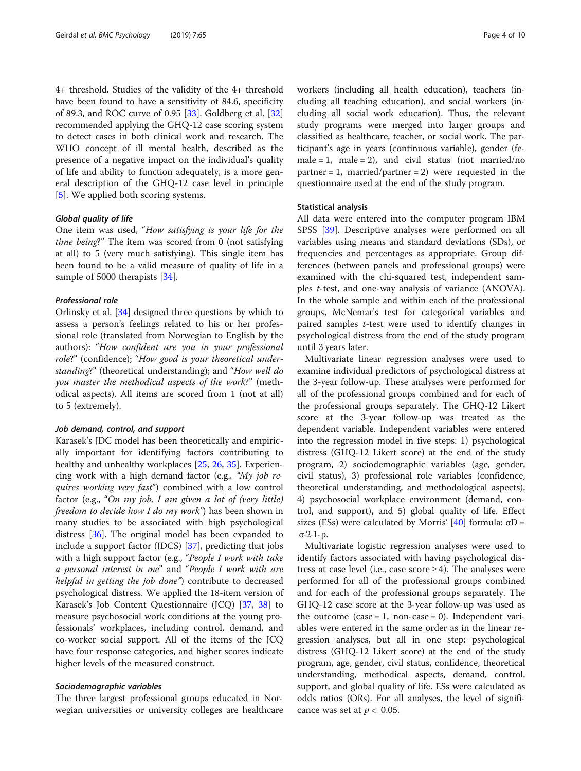4+ threshold. Studies of the validity of the 4+ threshold have been found to have a sensitivity of 84.6, specificity of 89.3, and ROC curve of 0.95 [33]. Goldberg et al. [32] recommended applying the GHQ-12 case scoring system to detect cases in both clinical work and research. The WHO concept of ill mental health, described as the presence of a negative impact on the individual's quality of life and ability to function adequately, is a more general description of the GHQ-12 case level in principle [5]. We applied both scoring systems.

#### Global quality of life

One item was used, "*How satisfying is your life for the time being*?" The item was scored from 0 (not satisfying at all) to 5 (very much satisfying). This single item has been found to be a valid measure of quality of life in a sample of 5000 therapists [34].

#### Professional role

Orlinsky et al. [34] designed three questions by which to assess a person's feelings related to his or her professional role (translated from Norwegian to English by the authors): "*How confident are you in your professional role*?" (confidence); "*How good is your theoretical understanding*?" (theoretical understanding); and "*How well do you master the methodical aspects of the work*?" (methodical aspects). All items are scored from 1 (not at all) to 5 (extremely).

#### Job demand, control, and support

Karasek's JDC model has been theoretically and empirically important for identifying factors contributing to healthy and unhealthy workplaces [25, 26, 35]. Experiencing work with a high demand factor (e.g., "*My job requires working very fast*") combined with a low control factor (e.g., "*On my job, I am given a lot of (very little) freedom to decide how I do my work*") has been shown in many studies to be associated with high psychological distress [36]. The original model has been expanded to include a support factor (JDCS) [37], predicting that jobs with a high support factor (e.g., "*People I work with take a personal interest in me*" and "*People I work with are helpful in getting the job done*") contribute to decreased psychological distress. We applied the 18-item version of Karasek's Job Content Questionnaire (JCQ) [37, 38] to measure psychosocial work conditions at the young professionals' workplaces, including control, demand, and co-worker social support. All of the items of the JCQ have four response categories, and higher scores indicate higher levels of the measured construct.

#### Sociodemographic variables

The three largest professional groups educated in Norwegian universities or university colleges are healthcare workers (including all health education), teachers (including all teaching education), and social workers (including all social work education). Thus, the relevant study programs were merged into larger groups and classified as healthcare, teacher, or social work. The participant's age in years (continuous variable), gender (female = 1, male = 2), and civil status (not married/no partner = 1, married/partner = 2) were requested in the questionnaire used at the end of the study program.

### Statistical analysis

All data were entered into the computer program IBM SPSS [39]. Descriptive analyses were performed on all variables using means and standard deviations (SDs), or frequencies and percentages as appropriate. Group differences (between panels and professional groups) were examined with the chi-squared test, independent samples *t*-test, and one-way analysis of variance (ANOVA). In the whole sample and within each of the professional groups, McNemar's test for categorical variables and paired samples *t*-test were used to identify changes in psychological distress from the end of the study program until 3 years later.

Multivariate linear regression analyses were used to examine individual predictors of psychological distress at the 3-year follow-up. These analyses were performed for all of the professional groups combined and for each of the professional groups separately. The GHQ-12 Likert score at the 3-year follow-up was treated as the dependent variable. Independent variables were entered into the regression model in five steps: 1) psychological distress (GHQ-12 Likert score) at the end of the study program, 2) sociodemographic variables (age, gender, civil status), 3) professional role variables (confidence, theoretical understanding, and methodological aspects), 4) psychosocial workplace environment (demand, control, and support), and 5) global quality of life. Effect sizes (ESs) were calculated by Morris' [40] formula: $\sigma D = \sigma \cdot 2 \cdot 1 - \rho$.

Multivariate logistic regression analyses were used to identify factors associated with having psychological distress at case level (i.e., case score ≥ 4). The analyses were performed for all of the professional groups combined and for each of the professional groups separately. The GHQ-12 case score at the 3-year follow-up was used as the outcome (case = 1, non-case = 0). Independent variables were entered in the same order as in the linear regression analyses, but all in one step: psychological distress (GHQ-12 Likert score) at the end of the study program, age, gender, civil status, confidence, theoretical understanding, methodical aspects, demand, control, support, and global quality of life. ESs were calculated as odds ratios (ORs). For all analyses, the level of significance was set at $p < 0.05$.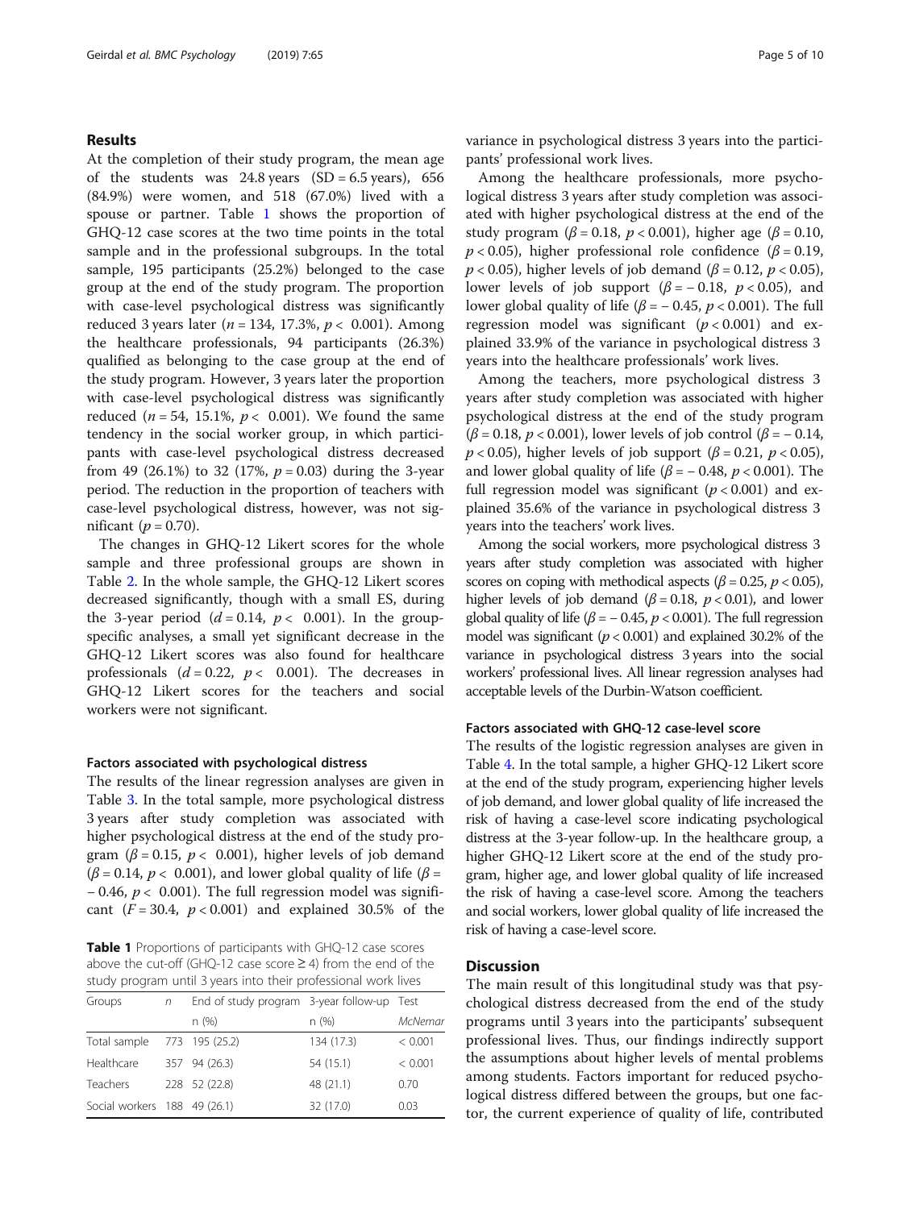## Results

At the completion of their study program, the mean age of the students was 24.8 years (SD = 6.5 years), 656 (84.9%) were women, and 518 (67.0%) lived with a spouse or partner. Table 1 shows the proportion of GHQ-12 case scores at the two time points in the total sample and in the professional subgroups. In the total sample, 195 participants (25.2%) belonged to the case group at the end of the study program. The proportion with case-level psychological distress was significantly reduced 3 years later ($n = 134$, 17.3%, $p < 0.001$). Among the healthcare professionals, 94 participants (26.3%) qualified as belonging to the case group at the end of the study program. However, 3 years later the proportion with case-level psychological distress was significantly reduced ($n = 54$, 15.1%, $p < 0.001$). We found the same tendency in the social worker group, in which participants with case-level psychological distress decreased from 49 (26.1%) to 32 (17%, $p = 0.03$) during the 3-year period. The reduction in the proportion of teachers with case-level psychological distress, however, was not significant ($p = 0.70$).

The changes in GHQ-12 Likert scores for the whole sample and three professional groups are shown in Table 2. In the whole sample, the GHQ-12 Likert scores decreased significantly, though with a small ES, during the 3-year period ($d = 0.14$, $p < 0.001$). In the group-specific analyses, a small yet significant decrease in the GHQ-12 Likert scores was also found for healthcare professionals ($d = 0.22$, $p < 0.001$). The decreases in GHQ-12 Likert scores for the teachers and social workers were not significant.

### Factors associated with psychological distress

The results of the linear regression analyses are given in Table 3. In the total sample, more psychological distress 3 years after study completion was associated with higher psychological distress at the end of the study program ($\beta = 0.15$, $p < 0.001$), higher levels of job demand ($\beta = 0.14$, $p < 0.001$), and lower global quality of life ($\beta = -0.46$, $p < 0.001$). The full regression model was significant ($F = 30.4$, $p < 0.001$) and explained 30.5% of the variance in psychological distress 3 years into the participants' professional work lives.

Among the healthcare professionals, more psychological distress 3 years after study completion was associated with higher psychological distress at the end of the study program ($\beta = 0.18$, $p < 0.001$), higher age ($\beta = 0.10$, $p < 0.05$), higher professional role confidence ($\beta = 0.19$, $p < 0.05$), higher levels of job demand ($\beta = 0.12$, $p < 0.05$), lower levels of job support ($\beta = -0.18$, $p < 0.05$), and lower global quality of life ($\beta = -0.45$, $p < 0.001$). The full regression model was significant ($p < 0.001$) and explained 33.9% of the variance in psychological distress 3 years into the healthcare professionals' work lives.

Among the teachers, more psychological distress 3 years after study completion was associated with higher psychological distress at the end of the study program ($\beta = 0.18$, $p < 0.001$), lower levels of job control ($\beta = -0.14$, $p < 0.05$), higher levels of job support ($\beta = 0.21$, $p < 0.05$), and lower global quality of life ($\beta = -0.48$, $p < 0.001$). The full regression model was significant ($p < 0.001$) and explained 35.6% of the variance in psychological distress 3 years into the teachers' work lives.

Among the social workers, more psychological distress 3 years after study completion was associated with higher scores on coping with methodical aspects ($\beta = 0.25$, $p < 0.05$), higher levels of job demand ($\beta = 0.18$, $p < 0.01$), and lower global quality of life ($\beta = -0.45$, $p < 0.001$). The full regression model was significant ($p < 0.001$) and explained 30.2% of the variance in psychological distress 3 years into the social workers' professional lives. All linear regression analyses had acceptable levels of the Durbin-Watson coefficient.

### Factors associated with GHQ-12 case-level score

The results of the logistic regression analyses are given in Table 4. In the total sample, a higher GHQ-12 Likert score at the end of the study program, experiencing higher levels of job demand, and lower global quality of life increased the risk of having a case-level score indicating psychological distress at the 3-year follow-up. In the healthcare group, a higher GHQ-12 Likert score at the end of the study program, higher age, and lower global quality of life increased the risk of having a case-level score. Among the teachers and social workers, lower global quality of life increased the risk of having a case-level score.

**Table 1** Proportions of participants with GHQ-12 case scores above the cut-off (GHQ-12 case score ≥ 4) from the end of the study program until 3 years into their professional work lives

| Groups | *n* | End of study program | 3-year follow-up | Test |
|---|---|---|---|---|
| | | n (%) | n (%) | *McNemar* |
| Total sample | 773 | 195 (25.2) | 134 (17.3) | < 0.001 |
| Healthcare | 357 | 94 (26.3) | 54 (15.1) | < 0.001 |
| Teachers | 228 | 52 (22.8) | 48 (21.1) | 0.70 |
| Social workers | 188 | 49 (26.1) | 32 (17.0) | 0.03 |

## Discussion

The main result of this longitudinal study was that psychological distress decreased from the end of the study programs until 3 years into the participants' subsequent professional lives. Thus, our findings indirectly support the assumptions about higher levels of mental problems among students. Factors important for reduced psychological distress differed between the groups, but one factor, the current experience of quality of life, contributed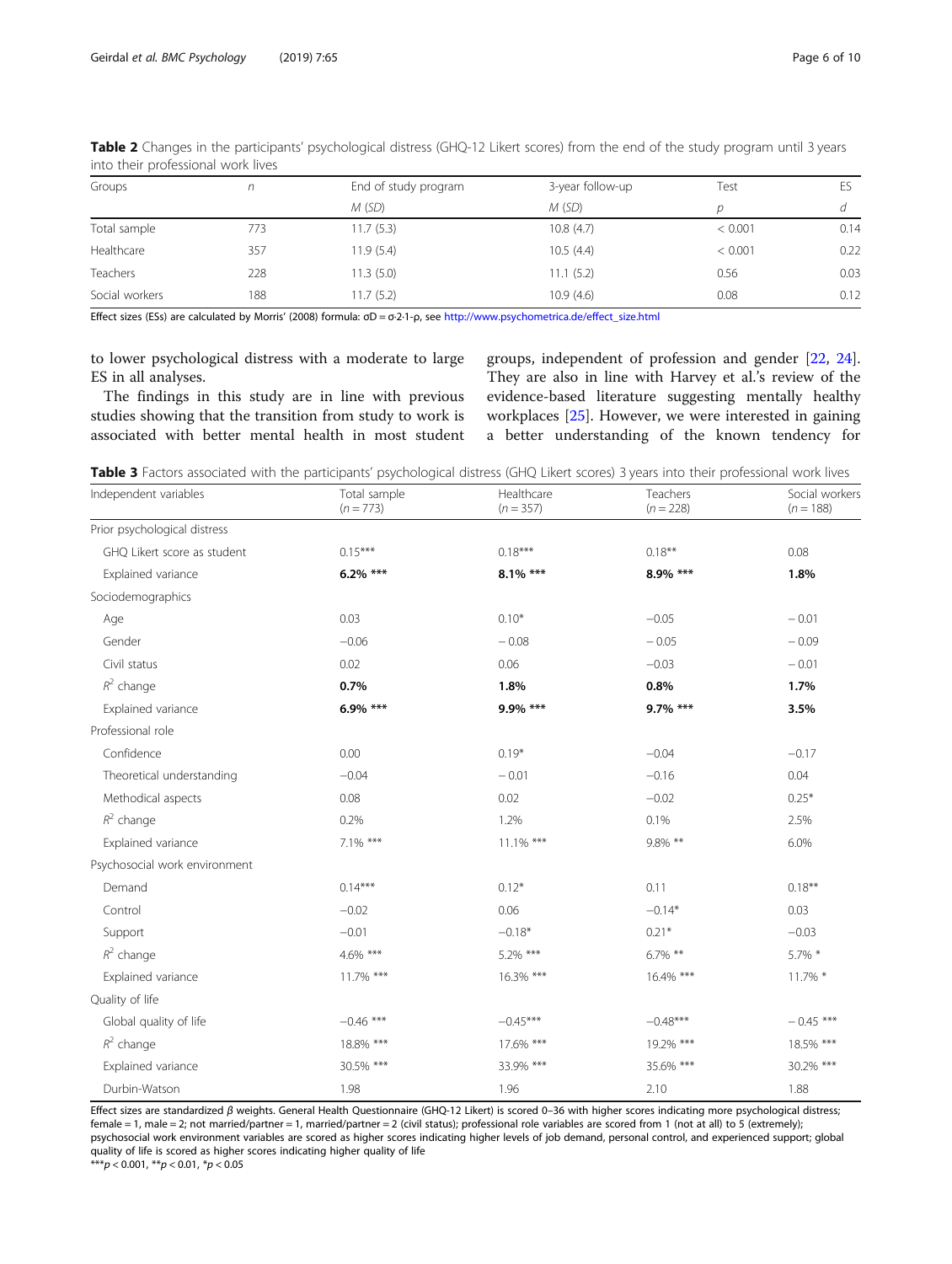**Table 2** Changes in the participants' psychological distress (GHQ-12 Likert scores) from the end of the study program until 3 years into their professional work lives

| Groups | $n$ | End of study program | 3-year follow-up | Test | ES |
|---|---|---|---|---|---|
| | | $M$ ($SD$) | $M$ ($SD$) | $p$ | $d$ |
| Total sample | 773 | 11.7 (5.3) | 10.8 (4.7) | < 0.001 | 0.14 |
| Healthcare | 357 | 11.9 (5.4) | 10.5 (4.4) | < 0.001 | 0.22 |
| Teachers | 228 | 11.3 (5.0) | 11.1 (5.2) | 0.56 | 0.03 |
| Social workers | 188 | 11.7 (5.2) | 10.9 (4.6) | 0.08 | 0.12 |

Effect sizes (ESs) are calculated by Morris' (2008) formula: σD = σ·2·1-ρ, see http://www.psychometrica.de/effect_size.html

to lower psychological distress with a moderate to large ES in all analyses.

The findings in this study are in line with previous studies showing that the transition from study to work is associated with better mental health in most student groups, independent of profession and gender [22, 24]. They are also in line with Harvey et al.'s review of the evidence-based literature suggesting mentally healthy workplaces [25]. However, we were interested in gaining a better understanding of the known tendency for

**Table 3** Factors associated with the participants' psychological distress (GHQ Likert scores) 3 years into their professional work lives

| Independent variables | Total sample ($n$ = 773) | Healthcare ($n$ = 357) | Teachers ($n$ = 228) | Social workers ($n$ = 188) |
|---|---|---|---|---|
| Prior psychological distress | | | | |
| GHQ Likert score as student | 0.15*** | 0.18*** | 0.18** | 0.08 |
| Explained variance | **6.2% \*\*\*** | **8.1% \*\*\*** | **8.9% \*\*\*** | **1.8%** |
| Sociodemographics | | | | |
| Age | 0.03 | 0.10* | −0.05 | −0.01 |
| Gender | −0.06 | −0.08 | −0.05 | −0.09 |
| Civil status | 0.02 | 0.06 | −0.03 | −0.01 |
| $R^2$ change | **0.7%** | **1.8%** | **0.8%** | **1.7%** |
| Explained variance | **6.9% \*\*\*** | **9.9% \*\*\*** | **9.7% \*\*\*** | **3.5%** |
| Professional role | | | | |
| Confidence | 0.00 | 0.19* | −0.04 | −0.17 |
| Theoretical understanding | −0.04 | −0.01 | −0.16 | 0.04 |
| Methodical aspects | 0.08 | 0.02 | −0.02 | 0.25* |
| $R^2$ change | 0.2% | 1.2% | 0.1% | 2.5% |
| Explained variance | 7.1% *** | 11.1% *** | 9.8% ** | 6.0% |
| Psychosocial work environment | | | | |
| Demand | 0.14*** | 0.12* | 0.11 | 0.18** |
| Control | −0.02 | 0.06 | −0.14* | 0.03 |
| Support | −0.01 | −0.18* | 0.21* | −0.03 |
| $R^2$ change | 4.6% *** | 5.2% *** | 6.7% ** | 5.7% * |
| Explained variance | 11.7% *** | 16.3% *** | 16.4% *** | 11.7% * |
| Quality of life | | | | |
| Global quality of life | −0.46 *** | −0.45*** | −0.48*** | −0.45 *** |
| $R^2$ change | 18.8% *** | 17.6% *** | 19.2% *** | 18.5% *** |
| Explained variance | 30.5% *** | 33.9% *** | 35.6% *** | 30.2% *** |
| Durbin-Watson | 1.98 | 1.96 | 2.10 | 1.88 |

Effect sizes are standardized $\beta$ weights. General Health Questionnaire (GHQ-12 Likert) is scored 0–36 with higher scores indicating more psychological distress; female = 1, male = 2; not married/partner = 1, married/partner = 2 (civil status); professional role variables are scored from 1 (not at all) to 5 (extremely); psychosocial work environment variables are scored as higher scores indicating higher levels of job demand, personal control, and experienced support; global quality of life is scored as higher scores indicating higher quality of life

***$p < 0.001$, **$p < 0.01$, *$p < 0.05$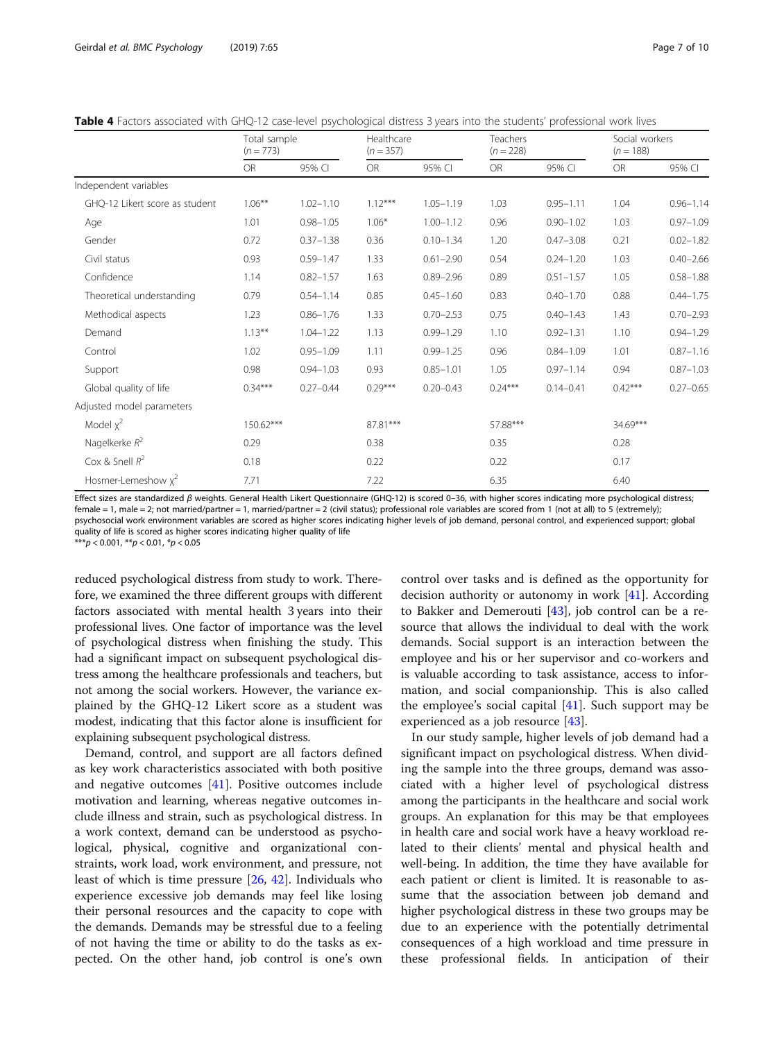**Table 4** Factors associated with GHQ-12 case-level psychological distress 3 years into the students' professional work lives

| | Total sample ($n = 773$) | | Healthcare ($n = 357$) | | Teachers ($n = 228$) | | Social workers ($n = 188$) | |
|---|---|---|---|---|---|---|---|---|
| | OR | 95% CI | OR | 95% CI | OR | 95% CI | OR | 95% CI |
| Independent variables | | | | | | | | |
| GHQ-12 Likert score as student | 1.06** | 1.02–1.10 | 1.12*** | 1.05–1.19 | 1.03 | 0.95–1.11 | 1.04 | 0.96–1.14 |
| Age | 1.01 | 0.98–1.05 | 1.06* | 1.00–1.12 | 0.96 | 0.90–1.02 | 1.03 | 0.97–1.09 |
| Gender | 0.72 | 0.37–1.38 | 0.36 | 0.10–1.34 | 1.20 | 0.47–3.08 | 0.21 | 0.02–1.82 |
| Civil status | 0.93 | 0.59–1.47 | 1.33 | 0.61–2.90 | 0.54 | 0.24–1.20 | 1.03 | 0.40–2.66 |
| Confidence | 1.14 | 0.82–1.57 | 1.63 | 0.89–2.96 | 0.89 | 0.51–1.57 | 1.05 | 0.58–1.88 |
| Theoretical understanding | 0.79 | 0.54–1.14 | 0.85 | 0.45–1.60 | 0.83 | 0.40–1.70 | 0.88 | 0.44–1.75 |
| Methodical aspects | 1.23 | 0.86–1.76 | 1.33 | 0.70–2.53 | 0.75 | 0.40–1.43 | 1.43 | 0.70–2.93 |
| Demand | 1.13** | 1.04–1.22 | 1.13 | 0.99–1.29 | 1.10 | 0.92–1.31 | 1.10 | 0.94–1.29 |
| Control | 1.02 | 0.95–1.09 | 1.11 | 0.99–1.25 | 0.96 | 0.84–1.09 | 1.01 | 0.87–1.16 |
| Support | 0.98 | 0.94–1.03 | 0.93 | 0.85–1.01 | 1.05 | 0.97–1.14 | 0.94 | 0.87–1.03 |
| Global quality of life | 0.34*** | 0.27–0.44 | 0.29*** | 0.20–0.43 | 0.24*** | 0.14–0.41 | 0.42*** | 0.27–0.65 |
| Adjusted model parameters | | | | | | | | |
| Model $\chi^2$ | 150.62*** | | 87.81*** | | 57.88*** | | 34.69*** | |
| Nagelkerke $R^2$ | 0.29 | | 0.38 | | 0.35 | | 0.28 | |
| Cox & Snell $R^2$ | 0.18 | | 0.22 | | 0.22 | | 0.17 | |
| Hosmer-Lemeshow $\chi^2$ | 7.71 | | 7.22 | | 6.35 | | 6.40 | |

Effect sizes are standardized $\beta$ weights. General Health Likert Questionnaire (GHQ-12) is scored 0–36, with higher scores indicating more psychological distress; female = 1, male = 2; not married/partner = 1, married/partner = 2 (civil status); professional role variables are scored from 1 (not at all) to 5 (extremely); psychosocial work environment variables are scored as higher scores indicating higher levels of job demand, personal control, and experienced support; global quality of life is scored as higher scores indicating higher quality of life
***$p < 0.001$, **$p < 0.01$, *$p < 0.05$

reduced psychological distress from study to work. Therefore, we examined the three different groups with different factors associated with mental health 3 years into their professional lives. One factor of importance was the level of psychological distress when finishing the study. This had a significant impact on subsequent psychological distress among the healthcare professionals and teachers, but not among the social workers. However, the variance explained by the GHQ-12 Likert score as a student was modest, indicating that this factor alone is insufficient for explaining subsequent psychological distress.

Demand, control, and support are all factors defined as key work characteristics associated with both positive and negative outcomes [41]. Positive outcomes include motivation and learning, whereas negative outcomes include illness and strain, such as psychological distress. In a work context, demand can be understood as psychological, physical, cognitive and organizational constraints, work load, work environment, and pressure, not least of which is time pressure [26, 42]. Individuals who experience excessive job demands may feel like losing their personal resources and the capacity to cope with the demands. Demands may be stressful due to a feeling of not having the time or ability to do the tasks as expected. On the other hand, job control is one's own control over tasks and is defined as the opportunity for decision authority or autonomy in work [41]. According to Bakker and Demerouti [43], job control can be a resource that allows the individual to deal with the work demands. Social support is an interaction between the employee and his or her supervisor and co-workers and is valuable according to task assistance, access to information, and social companionship. This is also called the employee's social capital [41]. Such support may be experienced as a job resource [43].

In our study sample, higher levels of job demand had a significant impact on psychological distress. When dividing the sample into the three groups, demand was associated with a higher level of psychological distress among the participants in the healthcare and social work groups. An explanation for this may be that employees in health care and social work have a heavy workload related to their clients' mental and physical health and well-being. In addition, the time they have available for each patient or client is limited. It is reasonable to assume that the association between job demand and higher psychological distress in these two groups may be due to an experience with the potentially detrimental consequences of a high workload and time pressure in these professional fields. In anticipation of their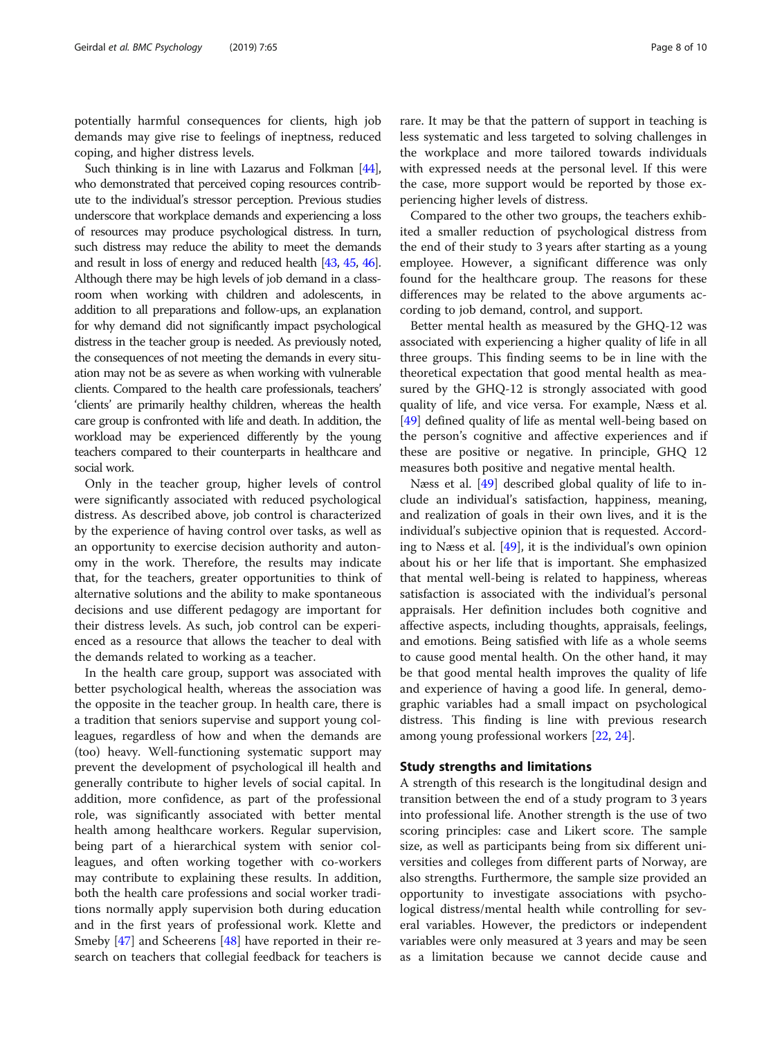potentially harmful consequences for clients, high job demands may give rise to feelings of ineptness, reduced coping, and higher distress levels.

Such thinking is in line with Lazarus and Folkman [44], who demonstrated that perceived coping resources contribute to the individual's stressor perception. Previous studies underscore that workplace demands and experiencing a loss of resources may produce psychological distress. In turn, such distress may reduce the ability to meet the demands and result in loss of energy and reduced health [43, 45, 46]. Although there may be high levels of job demand in a classroom when working with children and adolescents, in addition to all preparations and follow-ups, an explanation for why demand did not significantly impact psychological distress in the teacher group is needed. As previously noted, the consequences of not meeting the demands in every situation may not be as severe as when working with vulnerable clients. Compared to the health care professionals, teachers' 'clients' are primarily healthy children, whereas the health care group is confronted with life and death. In addition, the workload may be experienced differently by the young teachers compared to their counterparts in healthcare and social work.

Only in the teacher group, higher levels of control were significantly associated with reduced psychological distress. As described above, job control is characterized by the experience of having control over tasks, as well as an opportunity to exercise decision authority and autonomy in the work. Therefore, the results may indicate that, for the teachers, greater opportunities to think of alternative solutions and the ability to make spontaneous decisions and use different pedagogy are important for their distress levels. As such, job control can be experienced as a resource that allows the teacher to deal with the demands related to working as a teacher.

In the health care group, support was associated with better psychological health, whereas the association was the opposite in the teacher group. In health care, there is a tradition that seniors supervise and support young colleagues, regardless of how and when the demands are (too) heavy. Well-functioning systematic support may prevent the development of psychological ill health and generally contribute to higher levels of social capital. In addition, more confidence, as part of the professional role, was significantly associated with better mental health among healthcare workers. Regular supervision, being part of a hierarchical system with senior colleagues, and often working together with co-workers may contribute to explaining these results. In addition, both the health care professions and social worker traditions normally apply supervision both during education and in the first years of professional work. Klette and Smeby [47] and Scheerens [48] have reported in their research on teachers that collegial feedback for teachers is rare. It may be that the pattern of support in teaching is less systematic and less targeted to solving challenges in the workplace and more tailored towards individuals with expressed needs at the personal level. If this were the case, more support would be reported by those experiencing higher levels of distress.

Compared to the other two groups, the teachers exhibited a smaller reduction of psychological distress from the end of their study to 3 years after starting as a young employee. However, a significant difference was only found for the healthcare group. The reasons for these differences may be related to the above arguments according to job demand, control, and support.

Better mental health as measured by the GHQ-12 was associated with experiencing a higher quality of life in all three groups. This finding seems to be in line with the theoretical expectation that good mental health as measured by the GHQ-12 is strongly associated with good quality of life, and vice versa. For example, Næss et al. [49] defined quality of life as mental well-being based on the person's cognitive and affective experiences and if these are positive or negative. In principle, GHQ 12 measures both positive and negative mental health.

Næss et al. [49] described global quality of life to include an individual's satisfaction, happiness, meaning, and realization of goals in their own lives, and it is the individual's subjective opinion that is requested. According to Næss et al. [49], it is the individual's own opinion about his or her life that is important. She emphasized that mental well-being is related to happiness, whereas satisfaction is associated with the individual's personal appraisals. Her definition includes both cognitive and affective aspects, including thoughts, appraisals, feelings, and emotions. Being satisfied with life as a whole seems to cause good mental health. On the other hand, it may be that good mental health improves the quality of life and experience of having a good life. In general, demographic variables had a small impact on psychological distress. This finding is line with previous research among young professional workers [22, 24].

## Study strengths and limitations

A strength of this research is the longitudinal design and transition between the end of a study program to 3 years into professional life. Another strength is the use of two scoring principles: case and Likert score. The sample size, as well as participants being from six different universities and colleges from different parts of Norway, are also strengths. Furthermore, the sample size provided an opportunity to investigate associations with psychological distress/mental health while controlling for several variables. However, the predictors or independent variables were only measured at 3 years and may be seen as a limitation because we cannot decide cause and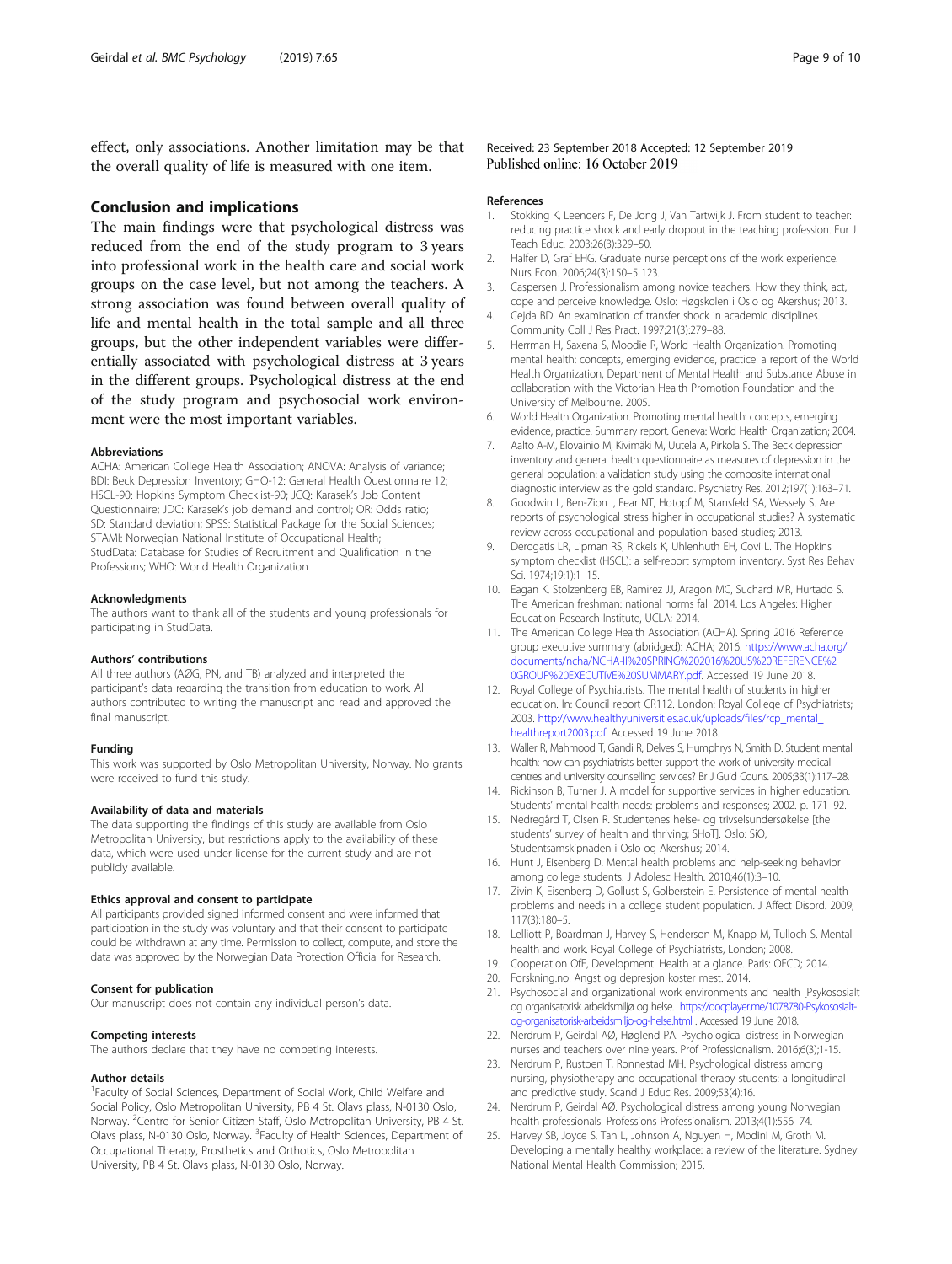effect, only associations. Another limitation may be that the overall quality of life is measured with one item.

## Conclusion and implications

The main findings were that psychological distress was reduced from the end of the study program to 3 years into professional work in the health care and social work groups on the case level, but not among the teachers. A strong association was found between overall quality of life and mental health in the total sample and all three groups, but the other independent variables were differentially associated with psychological distress at 3 years in the different groups. Psychological distress at the end of the study program and psychosocial work environment were the most important variables.

#### Abbreviations

ACHA: American College Health Association; ANOVA: Analysis of variance; BDI: Beck Depression Inventory; GHQ-12: General Health Questionnaire 12; HSCL-90: Hopkins Symptom Checklist-90; JCQ: Karasek's Job Content Questionnaire; JDC: Karasek's job demand and control; OR: Odds ratio; SD: Standard deviation; SPSS: Statistical Package for the Social Sciences; STAMI: Norwegian National Institute of Occupational Health; StudData: Database for Studies of Recruitment and Qualification in the Professions; WHO: World Health Organization

#### Acknowledgments

The authors want to thank all of the students and young professionals for participating in StudData.

#### Authors' contributions

All three authors (AØG, PN, and TB) analyzed and interpreted the participant's data regarding the transition from education to work. All authors contributed to writing the manuscript and read and approved the final manuscript.

#### Funding

This work was supported by Oslo Metropolitan University, Norway. No grants were received to fund this study.

#### Availability of data and materials

The data supporting the findings of this study are available from Oslo Metropolitan University, but restrictions apply to the availability of these data, which were used under license for the current study and are not publicly available.

#### Ethics approval and consent to participate

All participants provided signed informed consent and were informed that participation in the study was voluntary and that their consent to participate could be withdrawn at any time. Permission to collect, compute, and store the data was approved by the Norwegian Data Protection Official for Research.

#### Consent for publication

Our manuscript does not contain any individual person's data.

#### Competing interests

The authors declare that they have no competing interests.

#### Author details

[1]Faculty of Social Sciences, Department of Social Work, Child Welfare and Social Policy, Oslo Metropolitan University, PB 4 St. Olavs plass, N-0130 Oslo, Norway. [2]Centre for Senior Citizen Staff, Oslo Metropolitan University, PB 4 St. Olavs plass, N-0130 Oslo, Norway. [3]Faculty of Health Sciences, Department of Occupational Therapy, Prosthetics and Orthotics, Oslo Metropolitan University, PB 4 St. Olavs plass, N-0130 Oslo, Norway.

Received: 23 September 2018 Accepted: 12 September 2019
Published online: 16 October 2019

#### References

1. Stokking K, Leenders F, De Jong J, Van Tartwijk J. From student to teacher: reducing practice shock and early dropout in the teaching profession. Eur J Teach Educ. 2003;26(3):329–50.
2. Halfer D, Graf EHG. Graduate nurse perceptions of the work experience. Nurs Econ. 2006;24(3):150–5 123.
3. Caspersen J. Professionalism among novice teachers. How they think, act, cope and perceive knowledge. Oslo: Høgskolen i Oslo og Akershus; 2013.
4. Cejda BD. An examination of transfer shock in academic disciplines. Community Coll J Res Pract. 1997;21(3):279–88.
5. Herrman H, Saxena S, Moodie R, World Health Organization. Promoting mental health: concepts, emerging evidence, practice: a report of the World Health Organization, Department of Mental Health and Substance Abuse in collaboration with the Victorian Health Promotion Foundation and the University of Melbourne. 2005.
6. World Health Organization. Promoting mental health: concepts, emerging evidence, practice. Summary report. Geneva: World Health Organization; 2004.
7. Aalto A-M, Elovainio M, Kivimäki M, Uutela A, Pirkola S. The Beck depression inventory and general health questionnaire as measures of depression in the general population: a validation study using the composite international diagnostic interview as the gold standard. Psychiatry Res. 2012;197(1):163–71.
8. Goodwin L, Ben-Zion I, Fear NT, Hotopf M, Stansfeld SA, Wessely S. Are reports of psychological stress higher in occupational studies? A systematic review across occupational and population based studies; 2013.
9. Derogatis LR, Lipman RS, Rickels K, Uhlenhuth EH, Covi L. The Hopkins symptom checklist (HSCL): a self-report symptom inventory. Syst Res Behav Sci. 1974;19:1):1–15.
10. Eagan K, Stolzenberg EB, Ramirez JJ, Aragon MC, Suchard MR, Hurtado S. The American freshman: national norms fall 2014. Los Angeles: Higher Education Research Institute, UCLA; 2014.
11. The American College Health Association (ACHA). Spring 2016 Reference group executive summary (abridged): ACHA; 2016. https://www.acha.org/documents/ncha/NCHA-II%20SPRING%202016%20US%20REFERENCE%20GROUP%20EXECUTIVE%20SUMMARY.pdf. Accessed 19 June 2018.
12. Royal College of Psychiatrists. The mental health of students in higher education. In: Council report CR112. London: Royal College of Psychiatrists; 2003. http://www.healthyuniversities.ac.uk/uploads/files/rcp_mental_healthreport2003.pdf. Accessed 19 June 2018.
13. Waller R, Mahmood T, Gandi R, Delves S, Humphrys N, Smith D. Student mental health: how can psychiatrists better support the work of university medical centres and university counselling services? Br J Guid Couns. 2005;33(1):117–28.
14. Rickinson B, Turner J. A model for supportive services in higher education. Students' mental health needs: problems and responses; 2002. p. 171–92.
15. Nedregård T, Olsen R. Studentenes helse- og trivselsundersøkelse [the students' survey of health and thriving; SHoT]. Oslo: SiO, Studentsamskipnaden i Oslo og Akershus; 2014.
16. Hunt J, Eisenberg D. Mental health problems and help-seeking behavior among college students. J Adolesc Health. 2010;46(1):3–10.
17. Zivin K, Eisenberg D, Gollust S, Golberstein E. Persistence of mental health problems and needs in a college student population. J Affect Disord. 2009;117(3):180–5.
18. Lelliott P, Boardman J, Harvey S, Henderson M, Knapp M, Tulloch S. Mental health and work. Royal College of Psychiatrists, London; 2008.
19. Cooperation OfE, Development. Health at a glance. Paris: OECD; 2014.
20. Forskning.no: Angst og depresjon koster mest. 2014.
21. Psychosocial and organizational work environments and health [Psykososialt og organisatorisk arbeidsmiljø og helse. https://docplayer.me/1078780-Psykososialt-og-organisatorisk-arbeidsmiljo-og-helse.html . Accessed 19 June 2018.
22. Nerdrum P, Geirdal AØ, Høglend PA. Psychological distress in Norwegian nurses and teachers over nine years. Prof Professionalism. 2016;6(3);1-15.
23. Nerdrum P, Rustoen T, Ronnestad MH. Psychological distress among nursing, physiotherapy and occupational therapy students: a longitudinal and predictive study. Scand J Educ Res. 2009;53(4):16.
24. Nerdrum P, Geirdal AØ. Psychological distress among young Norwegian health professionals. Professions Professionalism. 2013;4(1):556–74.
25. Harvey SB, Joyce S, Tan L, Johnson A, Nguyen H, Modini M, Groth M. Developing a mentally healthy workplace: a review of the literature. Sydney: National Mental Health Commission; 2015.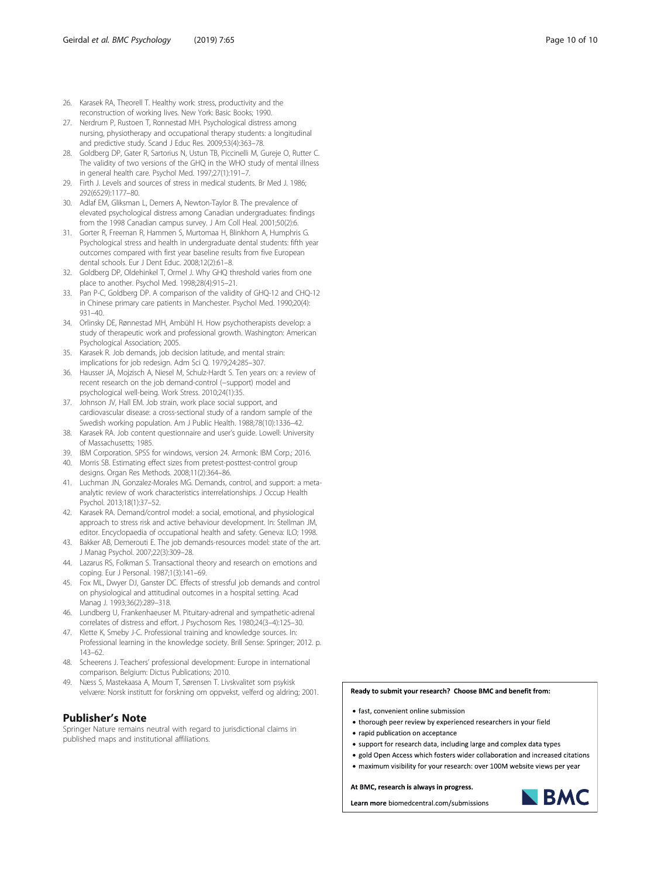26. Karasek RA, Theorell T. Healthy work: stress, productivity and the reconstruction of working lives. New York: Basic Books; 1990.
27. Nerdrum P, Rustoen T, Ronnestad MH. Psychological distress among nursing, physiotherapy and occupational therapy students: a longitudinal and predictive study. Scand J Educ Res. 2009;53(4):363–78.
28. Goldberg DP, Gater R, Sartorius N, Ustun TB, Piccinelli M, Gureje O, Rutter C. The validity of two versions of the GHQ in the WHO study of mental illness in general health care. Psychol Med. 1997;27(1):191–7.
29. Firth J. Levels and sources of stress in medical students. Br Med J. 1986; 292(6529):1177–80.
30. Adlaf EM, Gliksman L, Demers A, Newton-Taylor B. The prevalence of elevated psychological distress among Canadian undergraduates: findings from the 1998 Canadian campus survey. J Am Coll Heal. 2001;50(2):6.
31. Gorter R, Freeman R, Hammen S, Murtomaa H, Blinkhorn A, Humphris G. Psychological stress and health in undergraduate dental students: fifth year outcomes compared with first year baseline results from five European dental schools. Eur J Dent Educ. 2008;12(2):61–8.
32. Goldberg DP, Oldehinkel T, Ormel J. Why GHQ threshold varies from one place to another. Psychol Med. 1998;28(4):915–21.
33. Pan P-C, Goldberg DP. A comparison of the validity of GHQ-12 and CHQ-12 in Chinese primary care patients in Manchester. Psychol Med. 1990;20(4): 931–40.
34. Orlinsky DE, Rønnestad MH, Ambühl H. How psychotherapists develop: a study of therapeutic work and professional growth. Washington: American Psychological Association; 2005.
35. Karasek R. Job demands, job decision latitude, and mental strain: implications for job redesign. Adm Sci Q. 1979;24:285–307.
36. Hausser JA, Mojzisch A, Niesel M, Schulz-Hardt S. Ten years on: a review of recent research on the job demand-control (−support) model and psychological well-being. Work Stress. 2010;24(1):35.
37. Johnson JV, Hall EM. Job strain, work place social support, and cardiovascular disease: a cross-sectional study of a random sample of the Swedish working population. Am J Public Health. 1988;78(10):1336–42.
38. Karasek RA. Job content questionnaire and user's guide. Lowell: University of Massachusetts; 1985.
39. IBM Corporation. SPSS for windows, version 24. Armonk: IBM Corp.; 2016.
40. Morris SB. Estimating effect sizes from pretest-posttest-control group designs. Organ Res Methods. 2008;11(2):364–86.
41. Luchman JN, Gonzalez-Morales MG. Demands, control, and support: a meta-analytic review of work characteristics interrelationships. J Occup Health Psychol. 2013;18(1):37–52.
42. Karasek RA. Demand/control model: a social, emotional, and physiological approach to stress risk and active behaviour development. In: Stellman JM, editor. Encyclopaedia of occupational health and safety. Geneva: ILO; 1998.
43. Bakker AB, Demerouti E. The job demands-resources model: state of the art. J Manag Psychol. 2007;22(3):309–28.
44. Lazarus RS, Folkman S. Transactional theory and research on emotions and coping. Eur J Personal. 1987;1(3):141–69.
45. Fox ML, Dwyer DJ, Ganster DC. Effects of stressful job demands and control on physiological and attitudinal outcomes in a hospital setting. Acad Manag J. 1993;36(2):289–318.
46. Lundberg U, Frankenhaeuser M. Pituitary-adrenal and sympathetic-adrenal correlates of distress and effort. J Psychosom Res. 1980;24(3–4):125–30.
47. Klette K, Smeby J-C. Professional training and knowledge sources. In: Professional learning in the knowledge society. Brill Sense: Springer; 2012. p. 143–62.
48. Scheerens J. Teachers' professional development: Europe in international comparison. Belgium: Dictus Publications; 2010.
49. Næss S, Mastekaasa A, Moum T, Sørensen T. Livskvalitet som psykisk velvære: Norsk institutt for forskning om oppvekst, velferd og aldring; 2001.

## Publisher's Note

Springer Nature remains neutral with regard to jurisdictional claims in published maps and institutional affiliations.

**Ready to submit your research? Choose BMC and benefit from:**

- fast, convenient online submission
- thorough peer review by experienced researchers in your field
- rapid publication on acceptance
- support for research data, including large and complex data types
- gold Open Access which fosters wider collaboration and increased citations
- maximum visibility for your research: over 100M website views per year

**At BMC, research is always in progress.**

**Learn more** biomedcentral.com/submissions

BMC